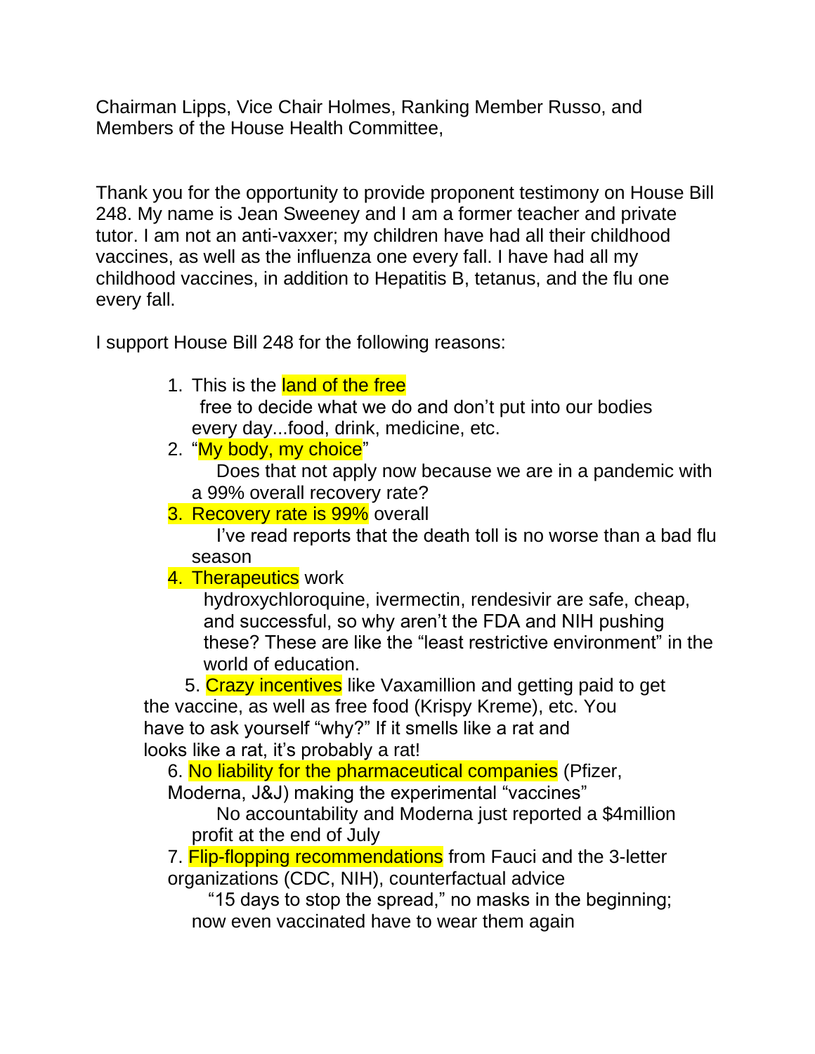Chairman Lipps, Vice Chair Holmes, Ranking Member Russo, and Members of the House Health Committee,

Thank you for the opportunity to provide proponent testimony on House Bill 248. My name is Jean Sweeney and I am a former teacher and private tutor. I am not an anti-vaxxer; my children have had all their childhood vaccines, as well as the influenza one every fall. I have had all my childhood vaccines, in addition to Hepatitis B, tetanus, and the flu one every fall.

I support House Bill 248 for the following reasons:

1. This is the land of the free
   free to decide what we do and don't put into our bodies every day...food, drink, medicine, etc.
2. "My body, my choice"
   Does that not apply now because we are in a pandemic with a 99% overall recovery rate?
3. Recovery rate is 99% overall
   I've read reports that the death toll is no worse than a bad flu season
4. Therapeutics work
   hydroxychloroquine, ivermectin, rendesivir are safe, cheap, and successful, so why aren't the FDA and NIH pushing these? These are like the "least restrictive environment" in the world of education.
5. Crazy incentives like Vaxamillion and getting paid to get the vaccine, as well as free food (Krispy Kreme), etc. You have to ask yourself "why?" If it smells like a rat and looks like a rat, it's probably a rat!
6. No liability for the pharmaceutical companies (Pfizer, Moderna, J&J) making the experimental "vaccines"
   No accountability and Moderna just reported a $4million profit at the end of July
7. Flip-flopping recommendations from Fauci and the 3-letter organizations (CDC, NIH), counterfactual advice
   "15 days to stop the spread," no masks in the beginning; now even vaccinated have to wear them again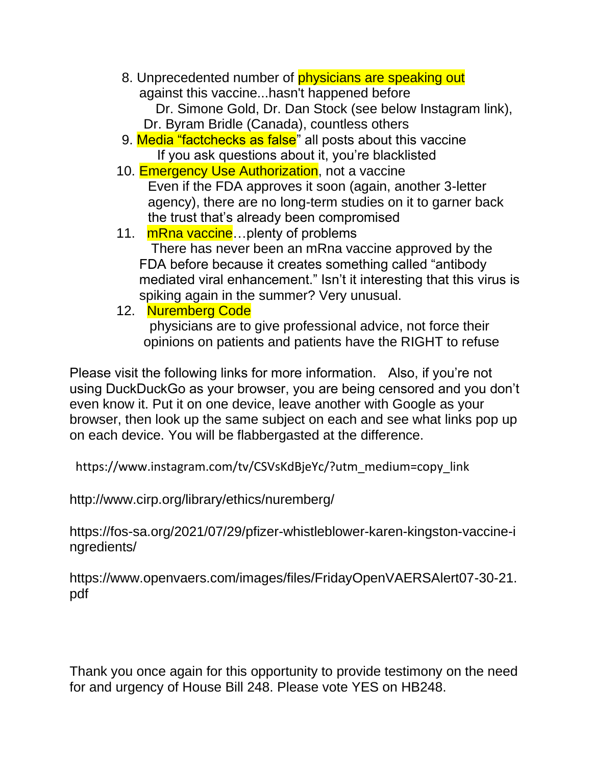8. Unprecedented number of physicians are speaking out against this vaccine...hasn't happened before
   Dr. Simone Gold, Dr. Dan Stock (see below Instagram link), Dr. Byram Bridle (Canada), countless others
9. Media "factchecks as false" all posts about this vaccine
   If you ask questions about it, you're blacklisted
10. Emergency Use Authorization, not a vaccine
    Even if the FDA approves it soon (again, another 3-letter agency), there are no long-term studies on it to garner back the trust that's already been compromised
11. mRna vaccine…plenty of problems
    There has never been an mRna vaccine approved by the FDA before because it creates something called "antibody mediated viral enhancement." Isn't it interesting that this virus is spiking again in the summer? Very unusual.
12. Nuremberg Code
    physicians are to give professional advice, not force their opinions on patients and patients have the RIGHT to refuse

Please visit the following links for more information.   Also, if you're not using DuckDuckGo as your browser, you are being censored and you don't even know it. Put it on one device, leave another with Google as your browser, then look up the same subject on each and see what links pop up on each device. You will be flabbergasted at the difference.

https://www.instagram.com/tv/CSVsKdBjeYc/?utm_medium=copy_link

http://www.cirp.org/library/ethics/nuremberg/

https://fos-sa.org/2021/07/29/pfizer-whistleblower-karen-kingston-vaccine-ingredients/

https://www.openvaers.com/images/files/FridayOpenVAERSAlert07-30-21.pdf

Thank you once again for this opportunity to provide testimony on the need for and urgency of House Bill 248. Please vote YES on HB248.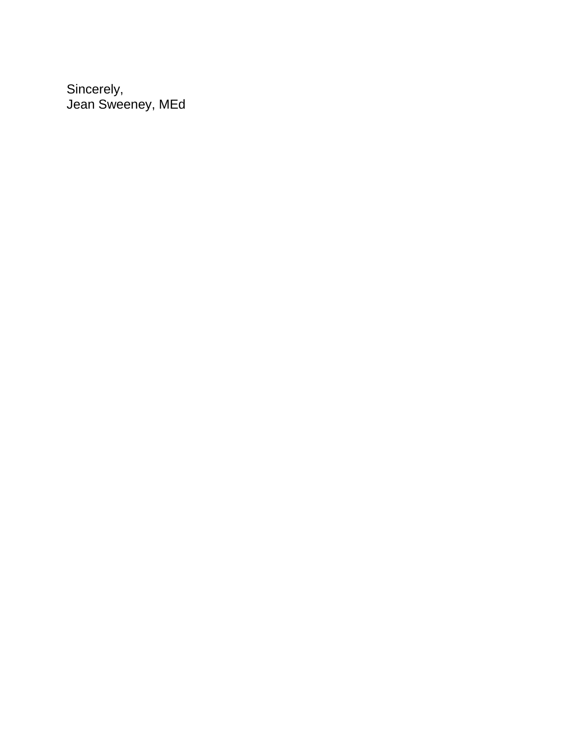Sincerely,
Jean Sweeney, MEd